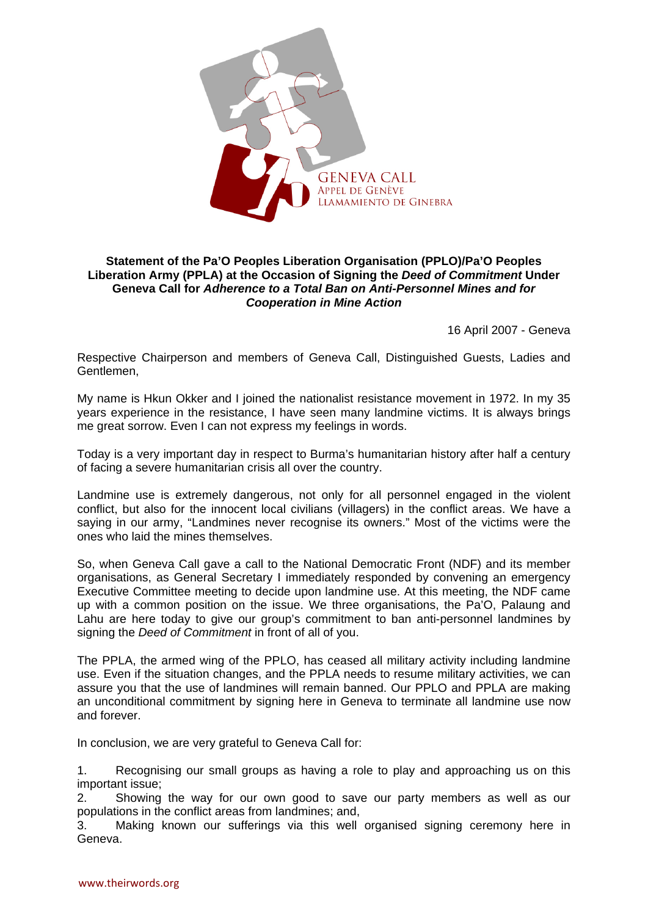GENEVA CALL
APPEL DE GENÈVE
LLAMAMIENTO DE GINEBRA

**Statement of the Pa'O Peoples Liberation Organisation (PPLO)/Pa'O Peoples Liberation Army (PPLA) at the Occasion of Signing the *Deed of Commitment* Under Geneva Call for *Adherence to a Total Ban on Anti-Personnel Mines and for Cooperation in Mine Action***

16 April 2007 - Geneva

Respective Chairperson and members of Geneva Call, Distinguished Guests, Ladies and Gentlemen,

My name is Hkun Okker and I joined the nationalist resistance movement in 1972. In my 35 years experience in the resistance, I have seen many landmine victims. It is always brings me great sorrow. Even I can not express my feelings in words.

Today is a very important day in respect to Burma's humanitarian history after half a century of facing a severe humanitarian crisis all over the country.

Landmine use is extremely dangerous, not only for all personnel engaged in the violent conflict, but also for the innocent local civilians (villagers) in the conflict areas. We have a saying in our army, "Landmines never recognise its owners." Most of the victims were the ones who laid the mines themselves.

So, when Geneva Call gave a call to the National Democratic Front (NDF) and its member organisations, as General Secretary I immediately responded by convening an emergency Executive Committee meeting to decide upon landmine use. At this meeting, the NDF came up with a common position on the issue. We three organisations, the Pa'O, Palaung and Lahu are here today to give our group's commitment to ban anti-personnel landmines by signing the *Deed of Commitment* in front of all of you.

The PPLA, the armed wing of the PPLO, has ceased all military activity including landmine use. Even if the situation changes, and the PPLA needs to resume military activities, we can assure you that the use of landmines will remain banned. Our PPLO and PPLA are making an unconditional commitment by signing here in Geneva to terminate all landmine use now and forever.

In conclusion, we are very grateful to Geneva Call for:

1. Recognising our small groups as having a role to play and approaching us on this important issue;
2. Showing the way for our own good to save our party members as well as our populations in the conflict areas from landmines; and,
3. Making known our sufferings via this well organised signing ceremony here in Geneva.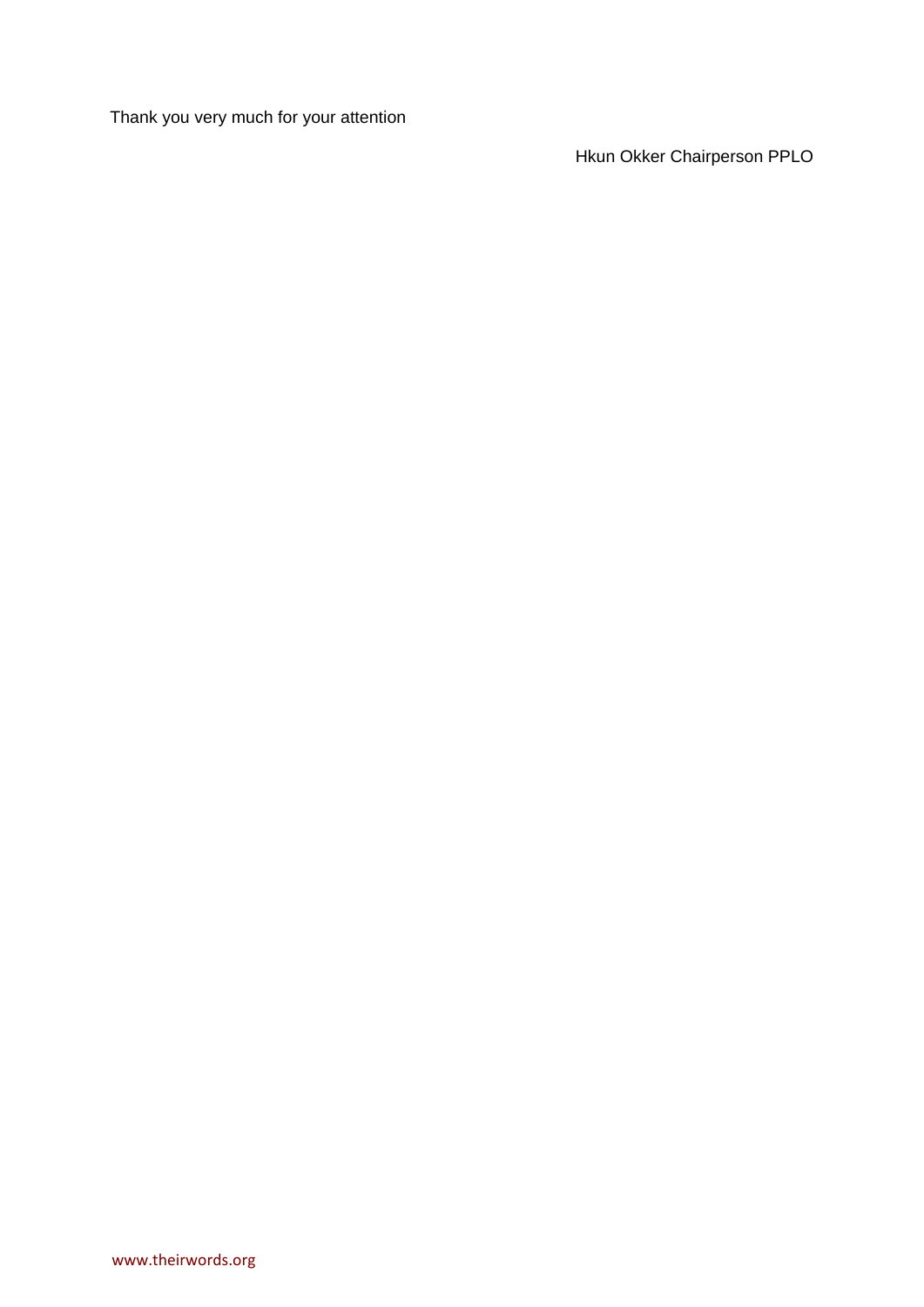Thank you very much for your attention

Hkun Okker Chairperson PPLO